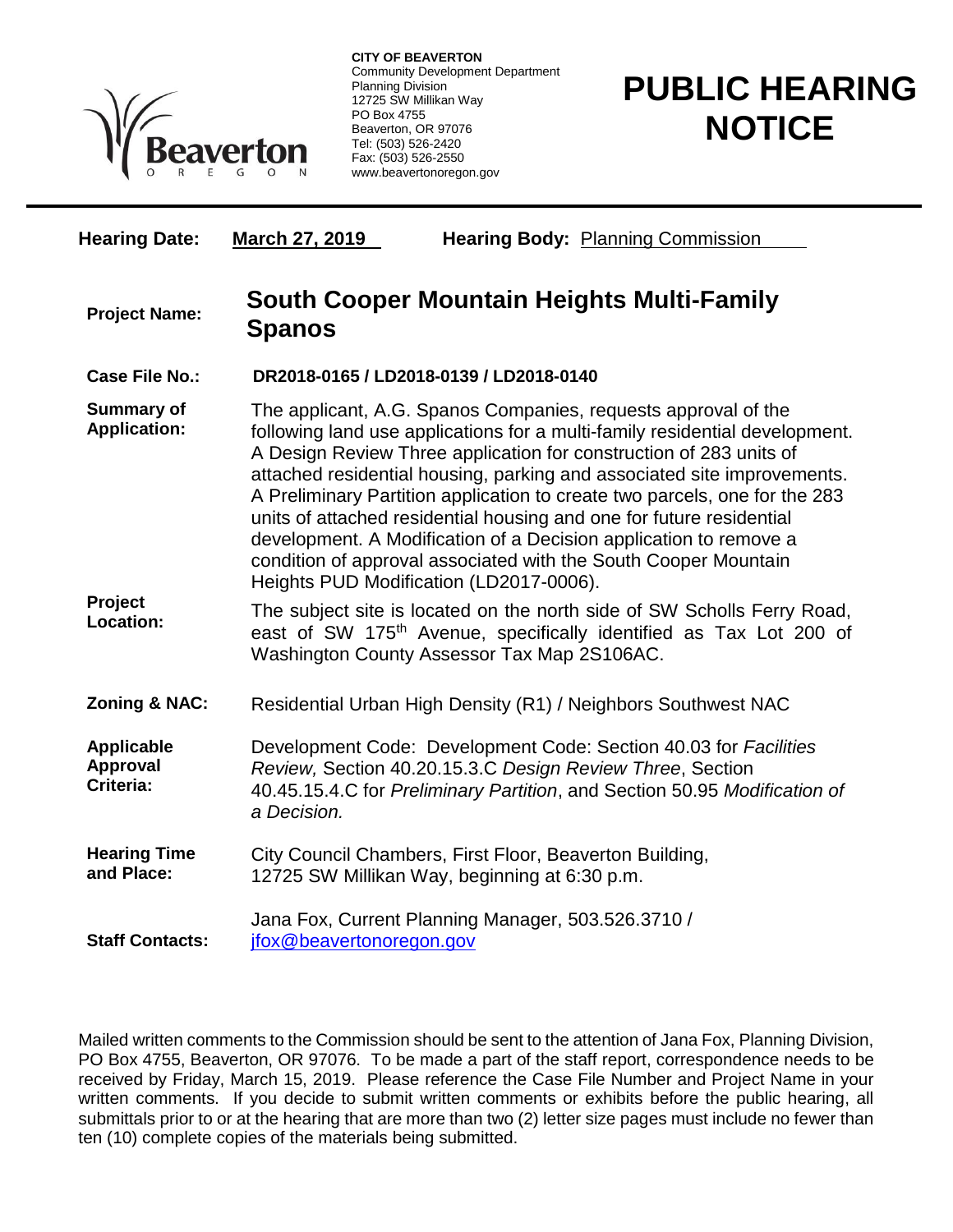**CITY OF BEAVERTON**
Community Development Department
Planning Division
12725 SW Millikan Way
PO Box 4755
Beaverton, OR 97076
Tel: (503) 526-2420
Fax: (503) 526-2550
www.beavertonoregon.gov

# PUBLIC HEARING NOTICE

**Hearing Date:** **March 27, 2019** **Hearing Body:** Planning Commission

**Project Name:** **South Cooper Mountain Heights Multi-Family Spanos**

**Case File No.:** **DR2018-0165 / LD2018-0139 / LD2018-0140**

**Summary of Application:** The applicant, A.G. Spanos Companies, requests approval of the following land use applications for a multi-family residential development. A Design Review Three application for construction of 283 units of attached residential housing, parking and associated site improvements. A Preliminary Partition application to create two parcels, one for the 283 units of attached residential housing and one for future residential development. A Modification of a Decision application to remove a condition of approval associated with the South Cooper Mountain Heights PUD Modification (LD2017-0006).

**Project Location:** The subject site is located on the north side of SW Scholls Ferry Road, east of SW 175th Avenue, specifically identified as Tax Lot 200 of Washington County Assessor Tax Map 2S106AC.

**Zoning & NAC:** Residential Urban High Density (R1) / Neighbors Southwest NAC

**Applicable Approval Criteria:** Development Code: Development Code: Section 40.03 for *Facilities Review,* Section 40.20.15.3.C *Design Review Three*, Section 40.45.15.4.C for *Preliminary Partition*, and Section 50.95 *Modification of a Decision.*

**Hearing Time and Place:** City Council Chambers, First Floor, Beaverton Building, 12725 SW Millikan Way, beginning at 6:30 p.m.

**Staff Contacts:** Jana Fox, Current Planning Manager, 503.526.3710 / jfox@beavertonoregon.gov

Mailed written comments to the Commission should be sent to the attention of Jana Fox, Planning Division, PO Box 4755, Beaverton, OR 97076. To be made a part of the staff report, correspondence needs to be received by Friday, March 15, 2019. Please reference the Case File Number and Project Name in your written comments. If you decide to submit written comments or exhibits before the public hearing, all submittals prior to or at the hearing that are more than two (2) letter size pages must include no fewer than ten (10) complete copies of the materials being submitted.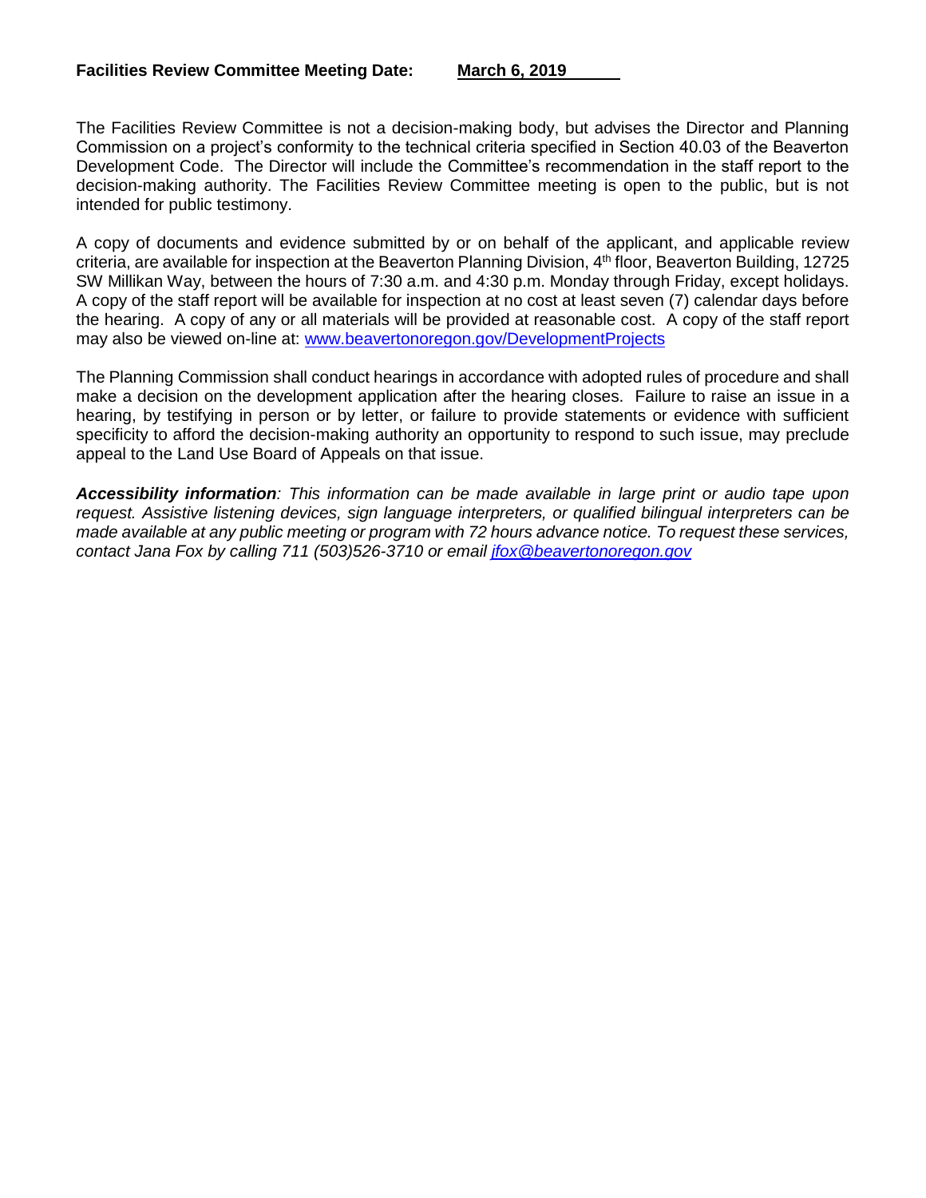**Facilities Review Committee Meeting Date:** **March 6, 2019**

The Facilities Review Committee is not a decision-making body, but advises the Director and Planning Commission on a project's conformity to the technical criteria specified in Section 40.03 of the Beaverton Development Code. The Director will include the Committee's recommendation in the staff report to the decision-making authority. The Facilities Review Committee meeting is open to the public, but is not intended for public testimony.

A copy of documents and evidence submitted by or on behalf of the applicant, and applicable review criteria, are available for inspection at the Beaverton Planning Division, 4th floor, Beaverton Building, 12725 SW Millikan Way, between the hours of 7:30 a.m. and 4:30 p.m. Monday through Friday, except holidays. A copy of the staff report will be available for inspection at no cost at least seven (7) calendar days before the hearing. A copy of any or all materials will be provided at reasonable cost. A copy of the staff report may also be viewed on-line at: www.beavertonoregon.gov/DevelopmentProjects

The Planning Commission shall conduct hearings in accordance with adopted rules of procedure and shall make a decision on the development application after the hearing closes. Failure to raise an issue in a hearing, by testifying in person or by letter, or failure to provide statements or evidence with sufficient specificity to afford the decision-making authority an opportunity to respond to such issue, may preclude appeal to the Land Use Board of Appeals on that issue.

***Accessibility information**: This information can be made available in large print or audio tape upon request. Assistive listening devices, sign language interpreters, or qualified bilingual interpreters can be made available at any public meeting or program with 72 hours advance notice. To request these services, contact Jana Fox by calling 711 (503)526-3710 or email jfox@beavertonoregon.gov*